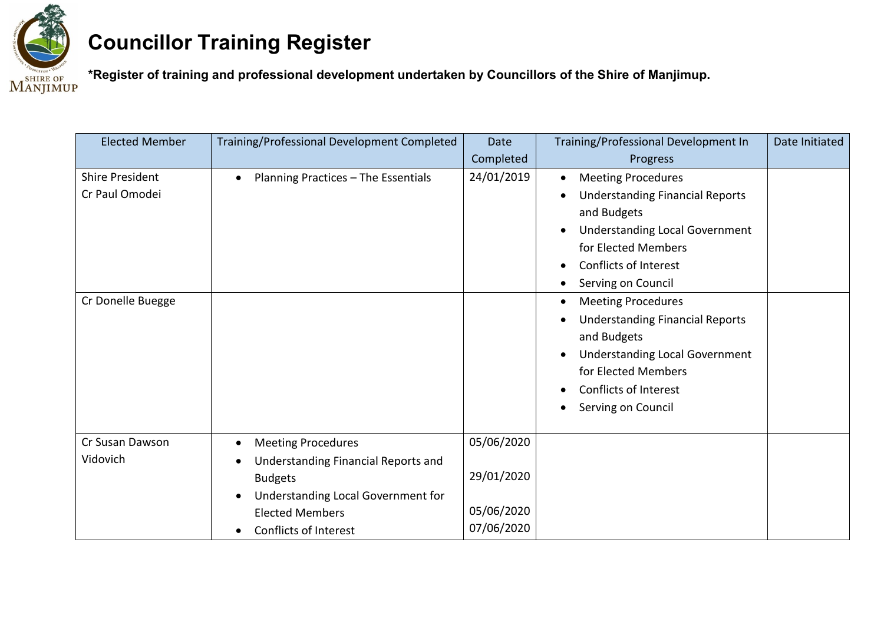# Councillor Training Register

**\*Register of training and professional development undertaken by Councillors of the Shire of Manjimup.**

| Elected Member | Training/Professional Development Completed | Date Completed | Training/Professional Development In Progress | Date Initiated |
|---|---|---|---|---|
| Shire President Cr Paul Omodei | • Planning Practices – The Essentials | 24/01/2019 | • Meeting Procedures<br>• Understanding Financial Reports and Budgets<br>• Understanding Local Government for Elected Members<br>• Conflicts of Interest<br>• Serving on Council | |
| Cr Donelle Buegge | | | • Meeting Procedures<br>• Understanding Financial Reports and Budgets<br>• Understanding Local Government for Elected Members<br>• Conflicts of Interest<br>• Serving on Council | |
| Cr Susan Dawson Vidovich | • Meeting Procedures<br>• Understanding Financial Reports and Budgets<br>• Understanding Local Government for Elected Members<br>• Conflicts of Interest | 05/06/2020<br>29/01/2020<br>05/06/2020<br>07/06/2020 | | |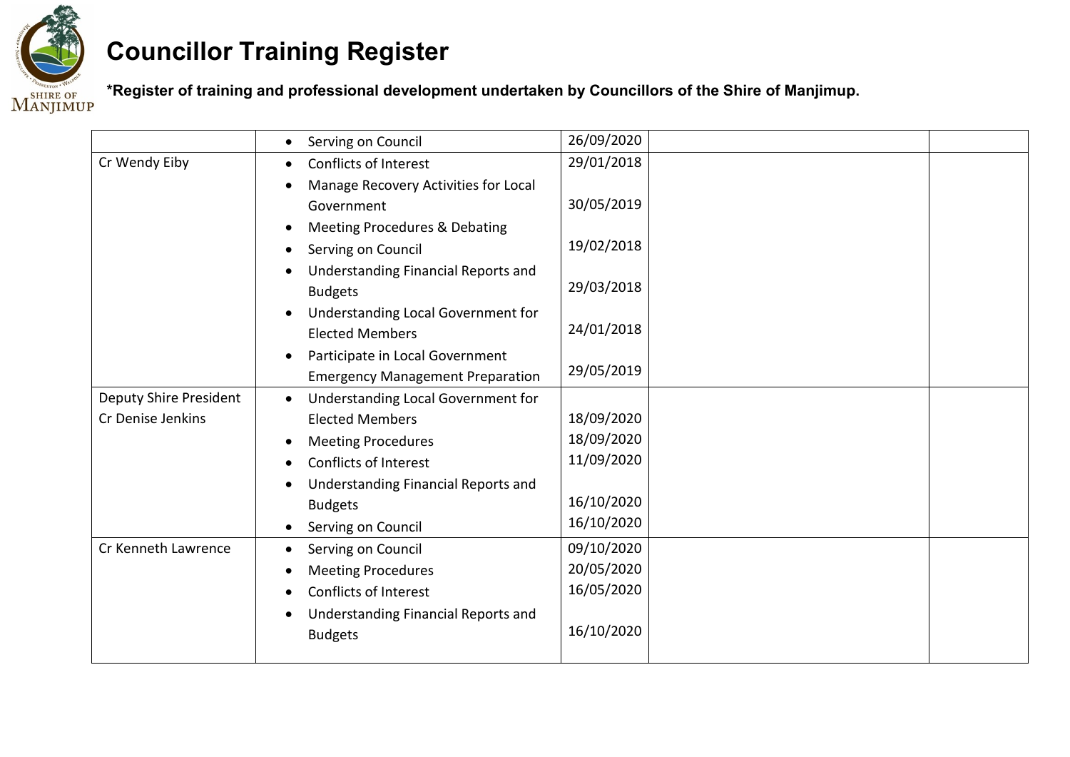# Councillor Training Register

**\*Register of training and professional development undertaken by Councillors of the Shire of Manjimup.**

| | | | | |
|---|---|---|---|---|
| | • Serving on Council | 26/09/2020 | | |
| Cr Wendy Eiby | • Conflicts of Interest<br>• Manage Recovery Activities for Local Government<br>• Meeting Procedures & Debating<br>• Serving on Council<br>• Understanding Financial Reports and Budgets<br>• Understanding Local Government for Elected Members<br>• Participate in Local Government Emergency Management Preparation | 29/01/2018<br>30/05/2019<br>19/02/2018<br>29/03/2018<br>24/01/2018<br>29/05/2019 | | |
| Deputy Shire President Cr Denise Jenkins | • Understanding Local Government for Elected Members<br>• Meeting Procedures<br>• Conflicts of Interest<br>• Understanding Financial Reports and Budgets<br>• Serving on Council | 18/09/2020<br>18/09/2020<br>11/09/2020<br>16/10/2020<br>16/10/2020 | | |
| Cr Kenneth Lawrence | • Serving on Council<br>• Meeting Procedures<br>• Conflicts of Interest<br>• Understanding Financial Reports and Budgets | 09/10/2020<br>20/05/2020<br>16/05/2020<br>16/10/2020 | | |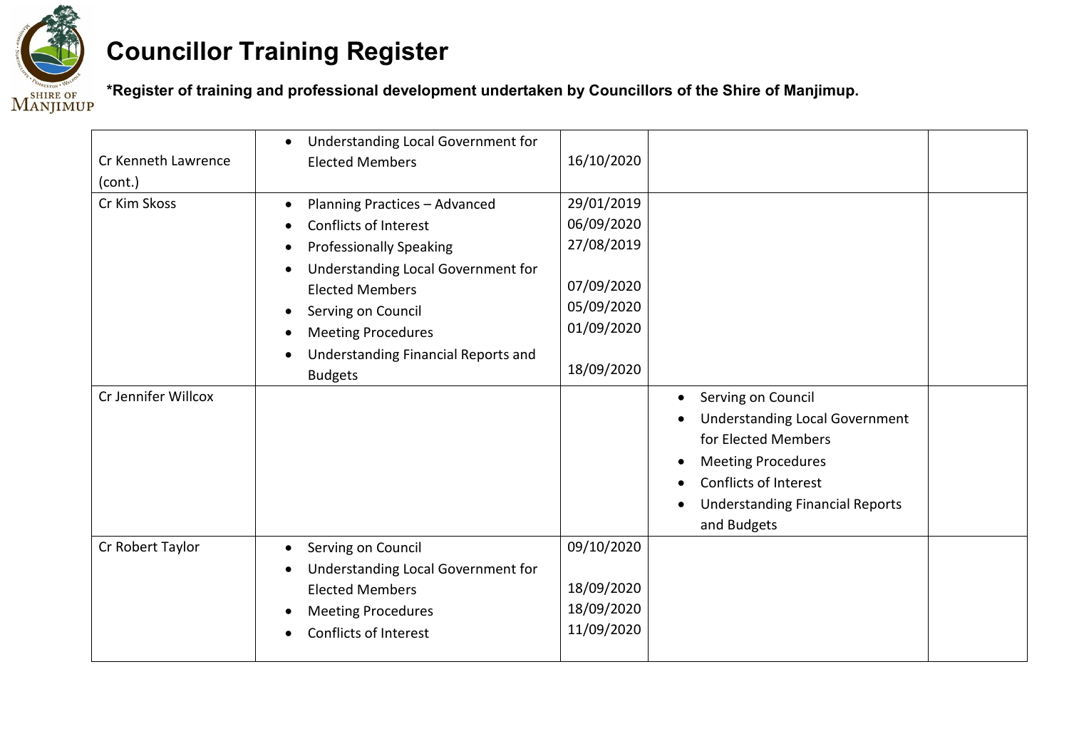# Councillor Training Register

**\*Register of training and professional development undertaken by Councillors of the Shire of Manjimup.**

| | | | | |
|---|---|---|---|---|
| Cr Kenneth Lawrence (cont.) | • Understanding Local Government for Elected Members | 16/10/2020 | | |
| Cr Kim Skoss | • Planning Practices – Advanced<br>• Conflicts of Interest<br>• Professionally Speaking<br>• Understanding Local Government for Elected Members<br>• Serving on Council<br>• Meeting Procedures<br>• Understanding Financial Reports and Budgets | 29/01/2019<br>06/09/2020<br>27/08/2019<br>07/09/2020<br>05/09/2020<br>01/09/2020<br>18/09/2020 | | |
| Cr Jennifer Willcox | | | • Serving on Council<br>• Understanding Local Government for Elected Members<br>• Meeting Procedures<br>• Conflicts of Interest<br>• Understanding Financial Reports and Budgets | |
| Cr Robert Taylor | • Serving on Council<br>• Understanding Local Government for Elected Members<br>• Meeting Procedures<br>• Conflicts of Interest | 09/10/2020<br>18/09/2020<br>18/09/2020<br>11/09/2020 | | |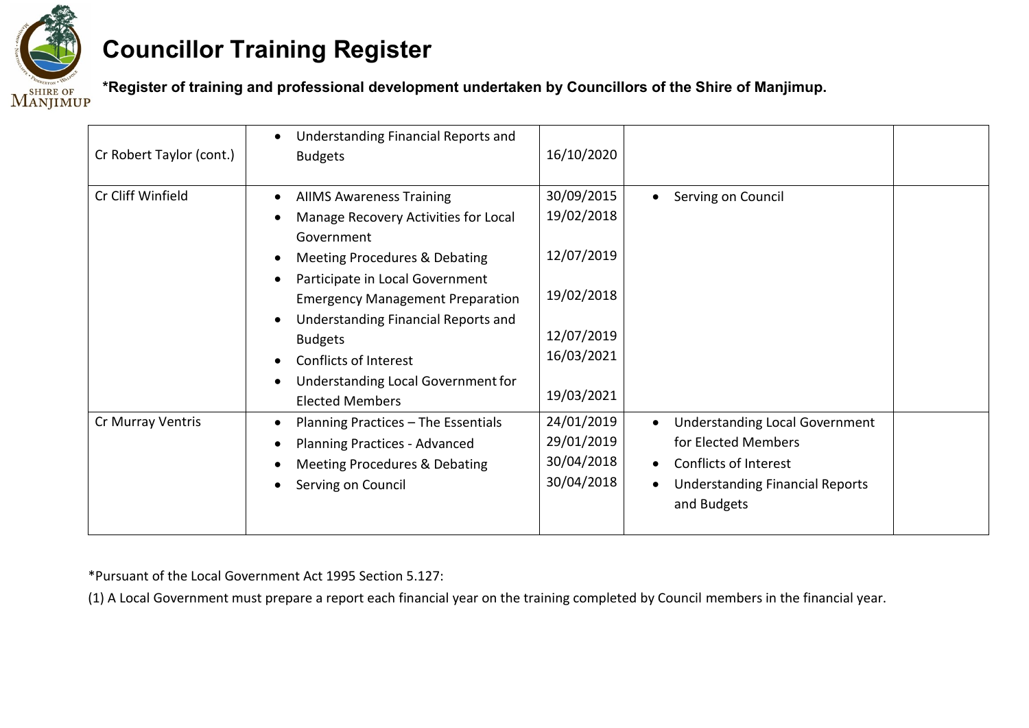# Councillor Training Register

**\*Register of training and professional development undertaken by Councillors of the Shire of Manjimup.**

| | | | | |
|---|---|---|---|---|
| Cr Robert Taylor (cont.) | • Understanding Financial Reports and Budgets | 16/10/2020 | | |
| Cr Cliff Winfield | • AIIMS Awareness Training<br>• Manage Recovery Activities for Local Government<br>• Meeting Procedures & Debating<br>• Participate in Local Government Emergency Management Preparation<br>• Understanding Financial Reports and Budgets<br>• Conflicts of Interest<br>• Understanding Local Government for Elected Members | 30/09/2015<br>19/02/2018<br>12/07/2019<br>19/02/2018<br>12/07/2019<br>16/03/2021<br>19/03/2021 | • Serving on Council | |
| Cr Murray Ventris | • Planning Practices – The Essentials<br>• Planning Practices - Advanced<br>• Meeting Procedures & Debating<br>• Serving on Council | 24/01/2019<br>29/01/2019<br>30/04/2018<br>30/04/2018 | • Understanding Local Government for Elected Members<br>• Conflicts of Interest<br>• Understanding Financial Reports and Budgets | |

*Pursuant of the Local Government Act 1995 Section 5.127:

(1) A Local Government must prepare a report each financial year on the training completed by Council members in the financial year.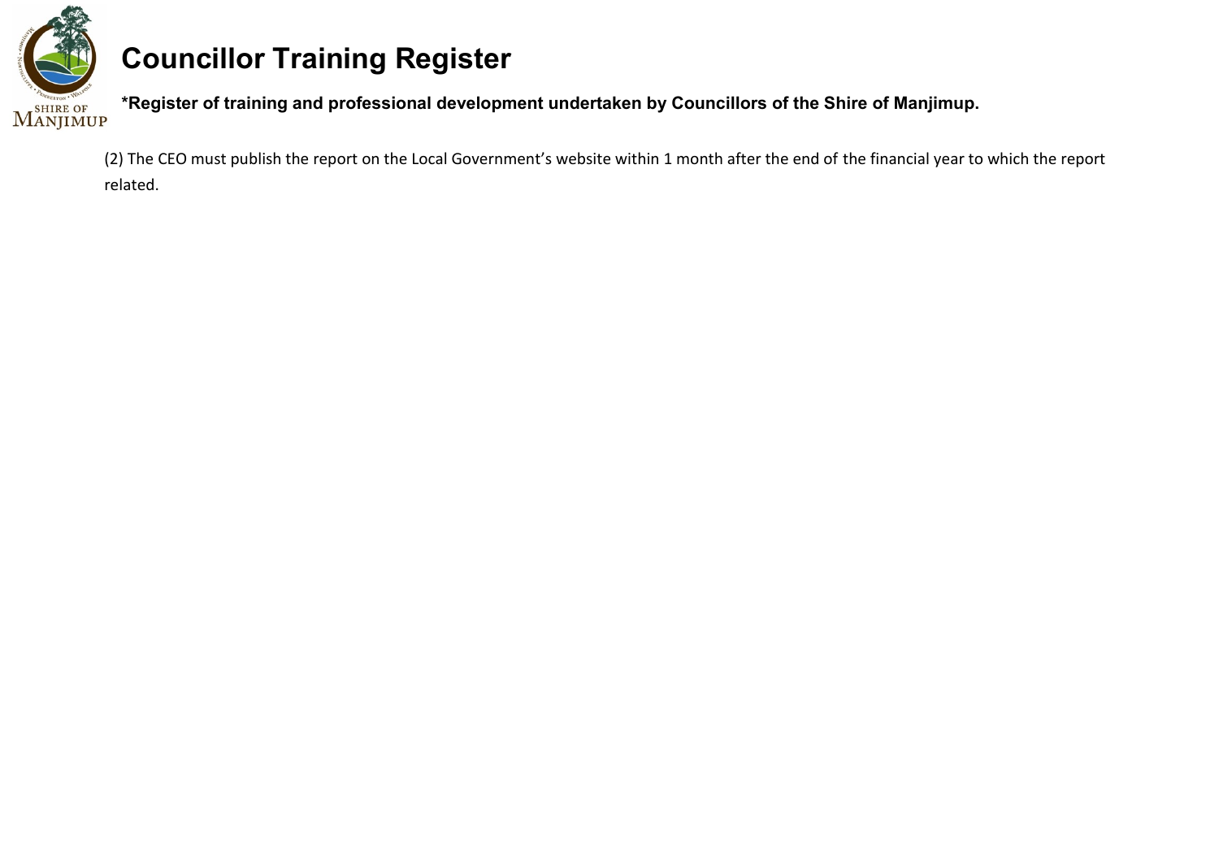# Councillor Training Register

**\*Register of training and professional development undertaken by Councillors of the Shire of Manjimup.**

(2) The CEO must publish the report on the Local Government's website within 1 month after the end of the financial year to which the report related.